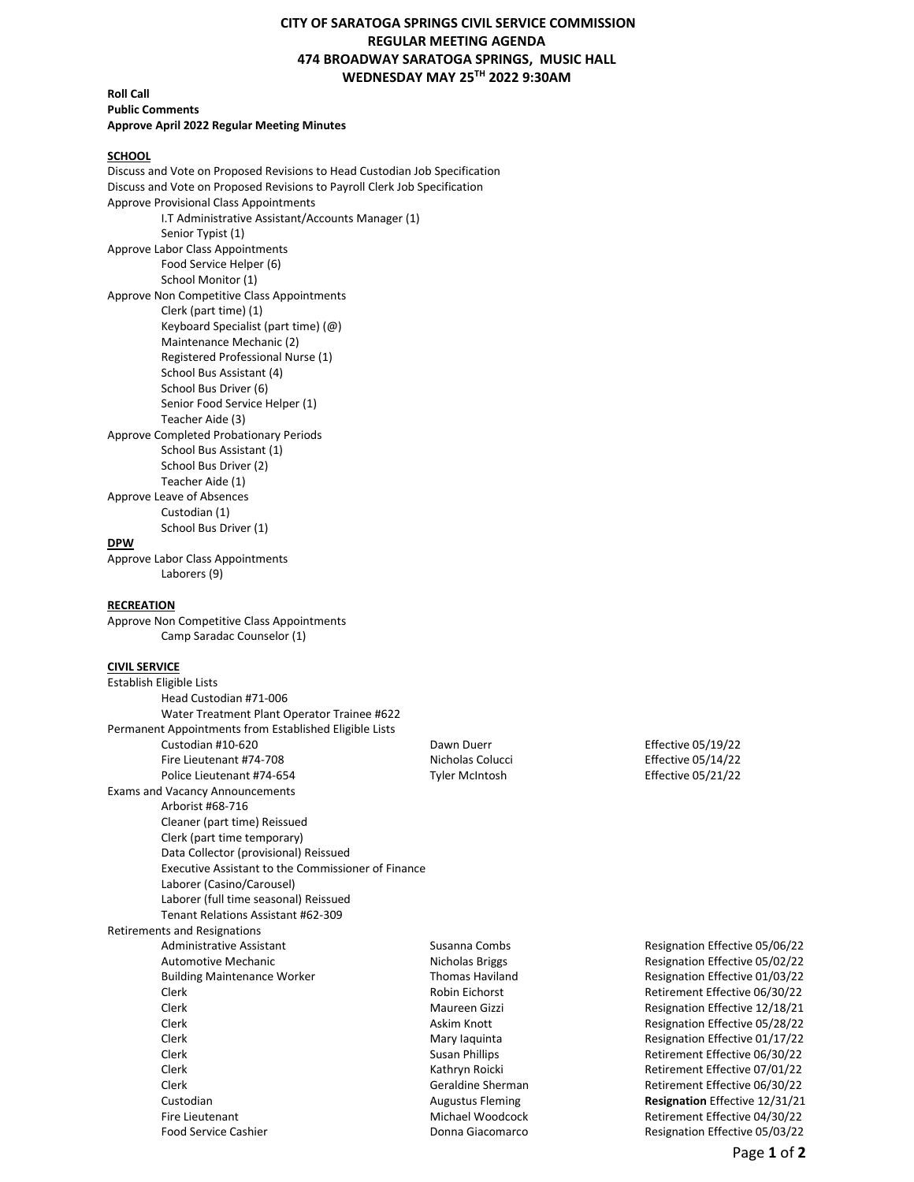# CITY OF SARATOGA SPRINGS CIVIL SERVICE COMMISSION
## REGULAR MEETING AGENDA
## 474 BROADWAY SARATOGA SPRINGS, MUSIC HALL
## WEDNESDAY MAY 25TH 2022 9:30AM

**Roll Call**
**Public Comments**
**Approve April 2022 Regular Meeting Minutes**

**SCHOOL**

Discuss and Vote on Proposed Revisions to Head Custodian Job Specification
Discuss and Vote on Proposed Revisions to Payroll Clerk Job Specification

Approve Provisional Class Appointments
- I.T Administrative Assistant/Accounts Manager (1)
- Senior Typist (1)

Approve Labor Class Appointments
- Food Service Helper (6)
- School Monitor (1)

Approve Non Competitive Class Appointments
- Clerk (part time) (1)
- Keyboard Specialist (part time) (@)
- Maintenance Mechanic (2)
- Registered Professional Nurse (1)
- School Bus Assistant (4)
- School Bus Driver (6)
- Senior Food Service Helper (1)
- Teacher Aide (3)

Approve Completed Probationary Periods
- School Bus Assistant (1)
- School Bus Driver (2)
- Teacher Aide (1)

Approve Leave of Absences
- Custodian (1)
- School Bus Driver (1)

**DPW**

Approve Labor Class Appointments
- Laborers (9)

**RECREATION**

Approve Non Competitive Class Appointments
- Camp Saradac Counselor (1)

**CIVIL SERVICE**

Establish Eligible Lists
- Head Custodian #71-006
- Water Treatment Plant Operator Trainee #622

Permanent Appointments from Established Eligible Lists

| Title | Name | Effective |
|---|---|---|
| Custodian #10-620 | Dawn Duerr | Effective 05/19/22 |
| Fire Lieutenant #74-708 | Nicholas Colucci | Effective 05/14/22 |
| Police Lieutenant #74-654 | Tyler McIntosh | Effective 05/21/22 |

Exams and Vacancy Announcements
- Arborist #68-716
- Cleaner (part time) Reissued
- Clerk (part time temporary)
- Data Collector (provisional) Reissued
- Executive Assistant to the Commissioner of Finance
- Laborer (Casino/Carousel)
- Laborer (full time seasonal) Reissued
- Tenant Relations Assistant #62-309

Retirements and Resignations

| Title | Name | Effective |
|---|---|---|
| Administrative Assistant | Susanna Combs | Resignation Effective 05/06/22 |
| Automotive Mechanic | Nicholas Briggs | Resignation Effective 05/02/22 |
| Building Maintenance Worker | Thomas Haviland | Resignation Effective 01/03/22 |
| Clerk | Robin Eichorst | Retirement Effective 06/30/22 |
| Clerk | Maureen Gizzi | Resignation Effective 12/18/21 |
| Clerk | Askim Knott | Resignation Effective 05/28/22 |
| Clerk | Mary Iaquinta | Resignation Effective 01/17/22 |
| Clerk | Susan Phillips | Retirement Effective 06/30/22 |
| Clerk | Kathryn Roicki | Retirement Effective 07/01/22 |
| Clerk | Geraldine Sherman | Retirement Effective 06/30/22 |
| Custodian | Augustus Fleming | **Resignation** Effective 12/31/21 |
| Fire Lieutenant | Michael Woodcock | Retirement Effective 04/30/22 |
| Food Service Cashier | Donna Giacomarco | Resignation Effective 05/03/22 |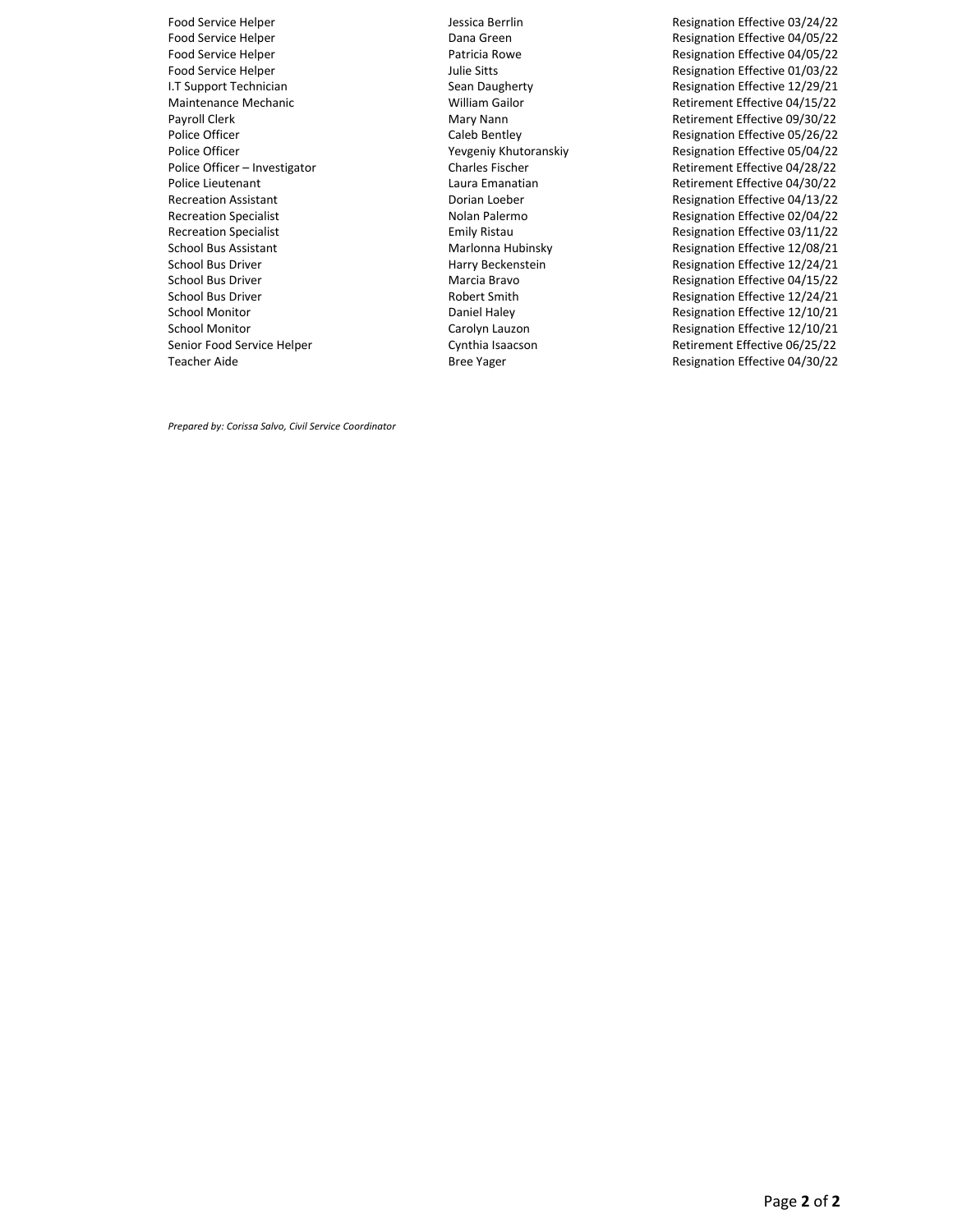| | | |
|---|---|---|
| Food Service Helper | Jessica Berrlin | Resignation Effective 03/24/22 |
| Food Service Helper | Dana Green | Resignation Effective 04/05/22 |
| Food Service Helper | Patricia Rowe | Resignation Effective 04/05/22 |
| Food Service Helper | Julie Sitts | Resignation Effective 01/03/22 |
| I.T Support Technician | Sean Daugherty | Resignation Effective 12/29/21 |
| Maintenance Mechanic | William Gailor | Retirement Effective 04/15/22 |
| Payroll Clerk | Mary Nann | Retirement Effective 09/30/22 |
| Police Officer | Caleb Bentley | Resignation Effective 05/26/22 |
| Police Officer | Yevgeniy Khutoranskiy | Resignation Effective 05/04/22 |
| Police Officer – Investigator | Charles Fischer | Retirement Effective 04/28/22 |
| Police Lieutenant | Laura Emanatian | Retirement Effective 04/30/22 |
| Recreation Assistant | Dorian Loeber | Resignation Effective 04/13/22 |
| Recreation Specialist | Nolan Palermo | Resignation Effective 02/04/22 |
| Recreation Specialist | Emily Ristau | Resignation Effective 03/11/22 |
| School Bus Assistant | Marlonna Hubinsky | Resignation Effective 12/08/21 |
| School Bus Driver | Harry Beckenstein | Resignation Effective 12/24/21 |
| School Bus Driver | Marcia Bravo | Resignation Effective 04/15/22 |
| School Bus Driver | Robert Smith | Resignation Effective 12/24/21 |
| School Monitor | Daniel Haley | Resignation Effective 12/10/21 |
| School Monitor | Carolyn Lauzon | Resignation Effective 12/10/21 |
| Senior Food Service Helper | Cynthia Isaacson | Retirement Effective 06/25/22 |
| Teacher Aide | Bree Yager | Resignation Effective 04/30/22 |

*Prepared by: Corissa Salvo, Civil Service Coordinator*